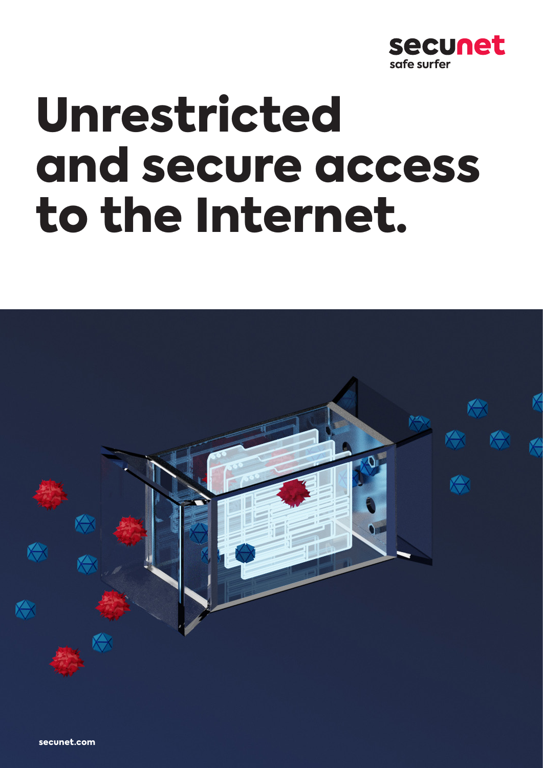secunet
safe surfer

# Unrestricted and secure access to the Internet.

secunet.com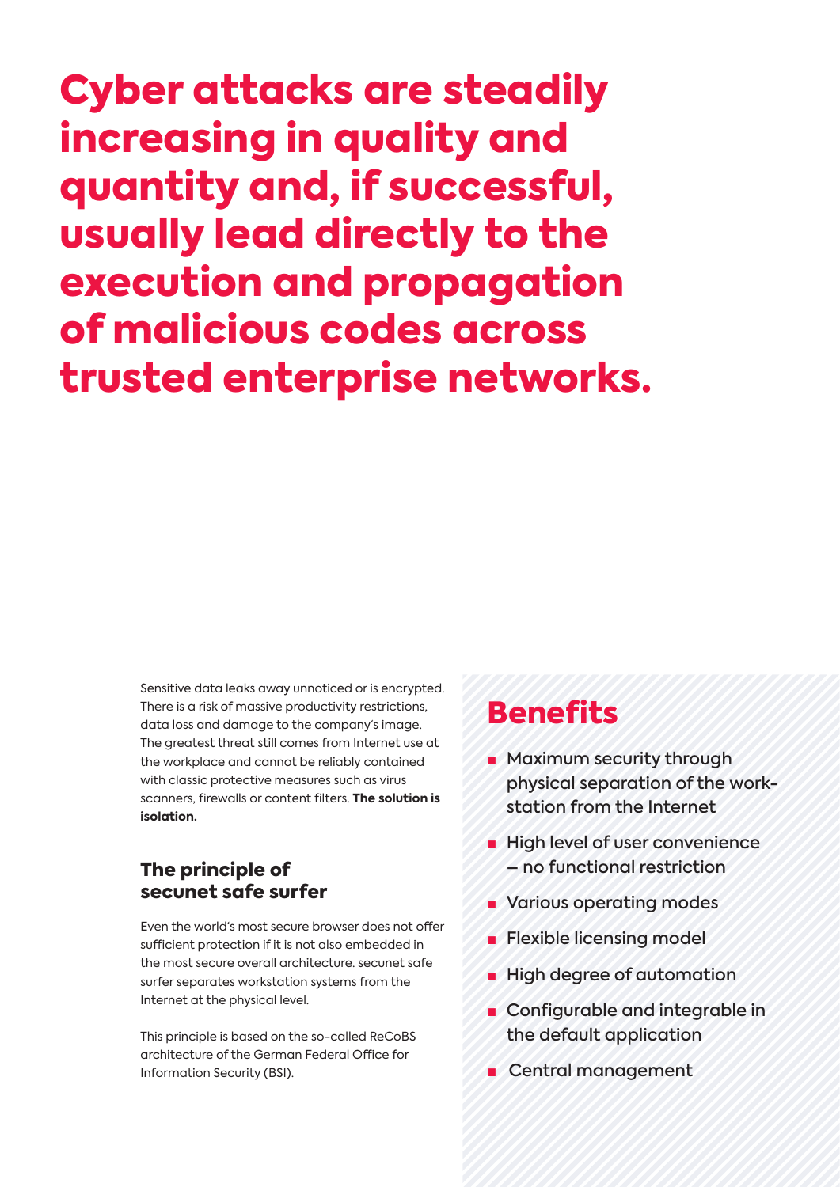# Cyber attacks are steadily increasing in quality and quantity and, if successful, usually lead directly to the execution and propagation of malicious codes across trusted enterprise networks.

Sensitive data leaks away unnoticed or is encrypted. There is a risk of massive productivity restrictions, data loss and damage to the company's image. The greatest threat still comes from Internet use at the workplace and cannot be reliably contained with classic protective measures such as virus scanners, firewalls or content filters. **The solution is isolation.**

### The principle of secunet safe surfer

Even the world's most secure browser does not offer sufficient protection if it is not also embedded in the most secure overall architecture. secunet safe surfer separates workstation systems from the Internet at the physical level.

This principle is based on the so-called ReCoBS architecture of the German Federal Office for Information Security (BSI).

## Benefits

- Maximum security through physical separation of the workstation from the Internet
- High level of user convenience – no functional restriction
- Various operating modes
- Flexible licensing model
- High degree of automation
- Configurable and integrable in the default application
- Central management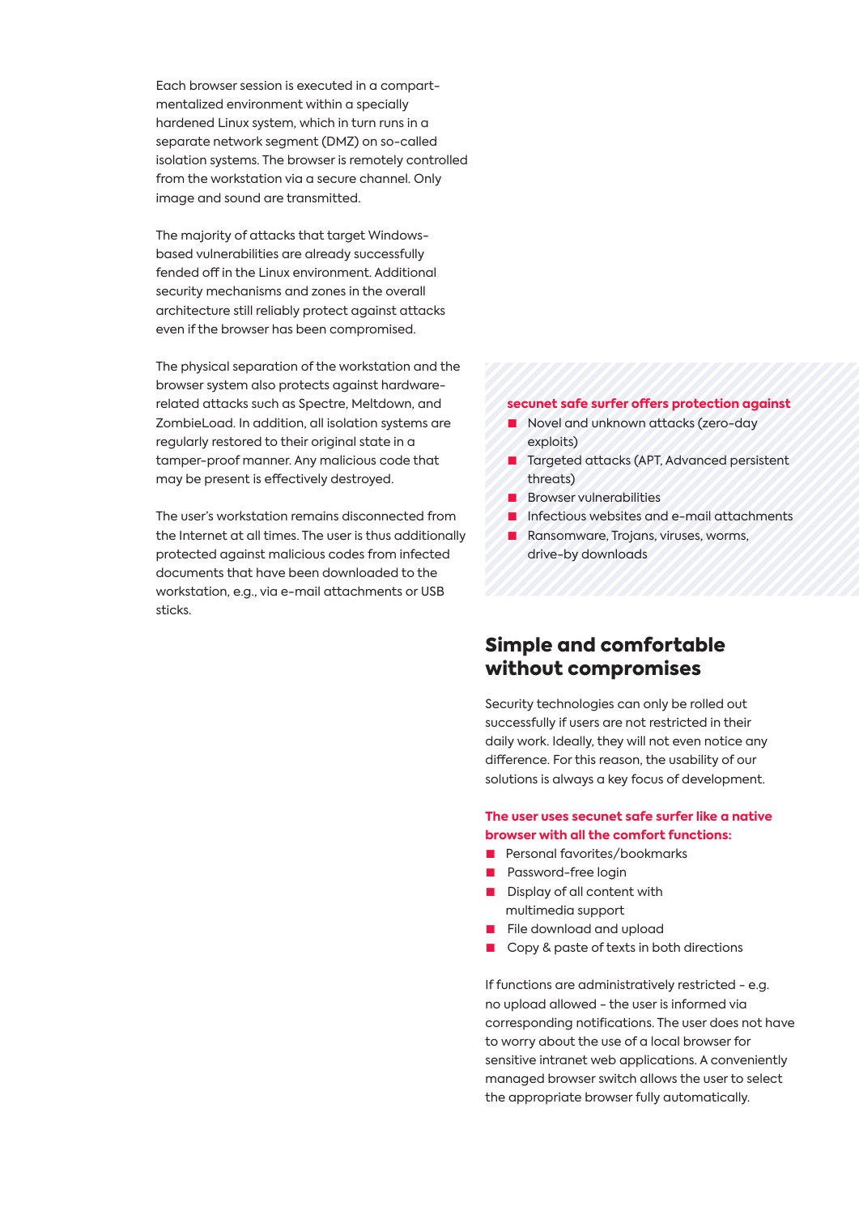Each browser session is executed in a compartmentalized environment within a specially hardened Linux system, which in turn runs in a separate network segment (DMZ) on so-called isolation systems. The browser is remotely controlled from the workstation via a secure channel. Only image and sound are transmitted.

The majority of attacks that target Windows-based vulnerabilities are already successfully fended off in the Linux environment. Additional security mechanisms and zones in the overall architecture still reliably protect against attacks even if the browser has been compromised.

The physical separation of the workstation and the browser system also protects against hardware-related attacks such as Spectre, Meltdown, and ZombieLoad. In addition, all isolation systems are regularly restored to their original state in a tamper-proof manner. Any malicious code that may be present is effectively destroyed.

The user's workstation remains disconnected from the Internet at all times. The user is thus additionally protected against malicious codes from infected documents that have been downloaded to the workstation, e.g., via e-mail attachments or USB sticks.

**secunet safe surfer offers protection against**

- Novel and unknown attacks (zero-day exploits)
- Targeted attacks (APT, Advanced persistent threats)
- Browser vulnerabilities
- Infectious websites and e-mail attachments
- Ransomware, Trojans, viruses, worms, drive-by downloads

## Simple and comfortable without compromises

Security technologies can only be rolled out successfully if users are not restricted in their daily work. Ideally, they will not even notice any difference. For this reason, the usability of our solutions is always a key focus of development.

**The user uses secunet safe surfer like a native browser with all the comfort functions:**

- Personal favorites/bookmarks
- Password-free login
- Display of all content with multimedia support
- File download and upload
- Copy & paste of texts in both directions

If functions are administratively restricted - e.g. no upload allowed - the user is informed via corresponding notifications. The user does not have to worry about the use of a local browser for sensitive intranet web applications. A conveniently managed browser switch allows the user to select the appropriate browser fully automatically.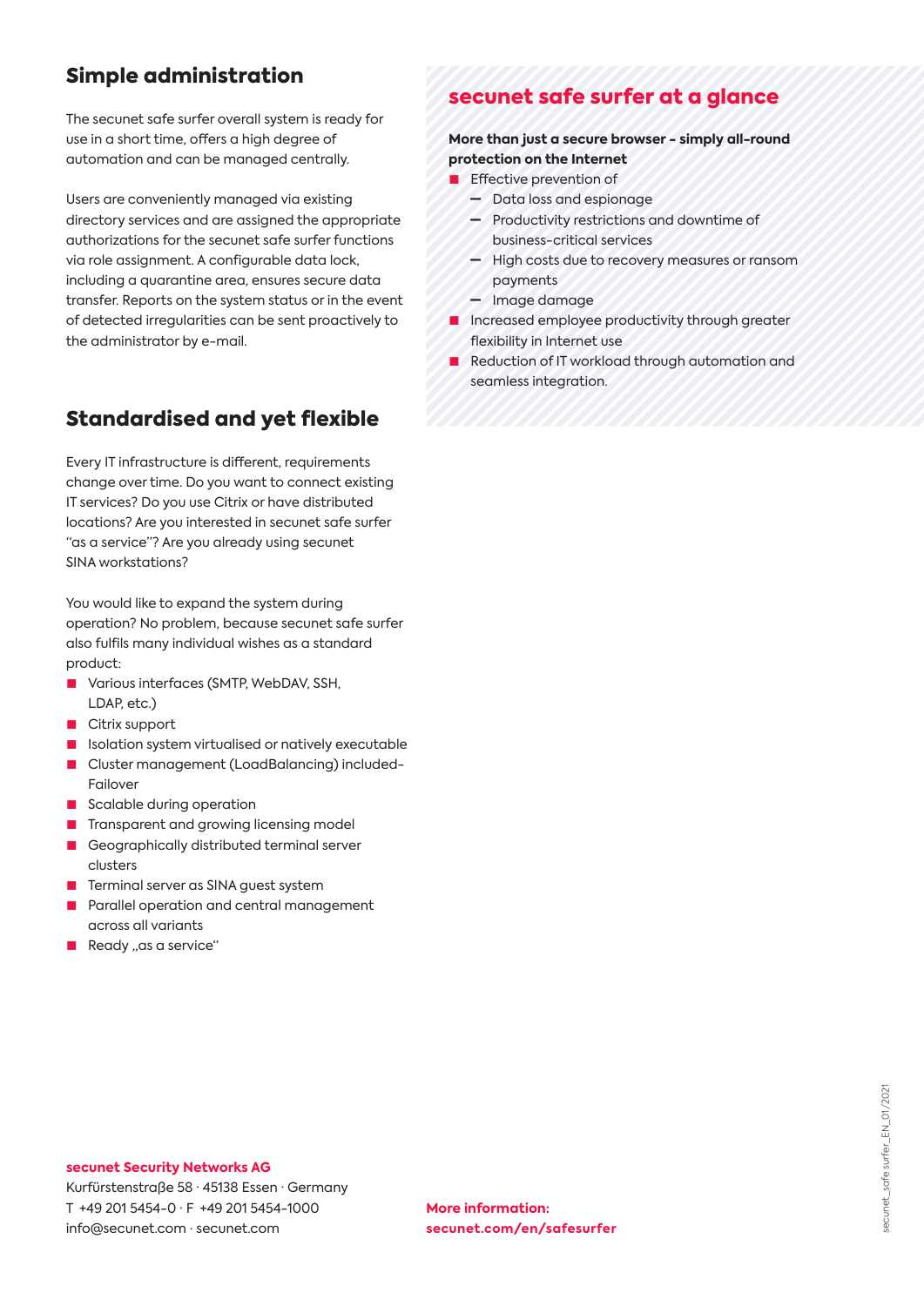## Simple administration

The secunet safe surfer overall system is ready for use in a short time, offers a high degree of automation and can be managed centrally.

Users are conveniently managed via existing directory services and are assigned the appropriate authorizations for the secunet safe surfer functions via role assignment. A configurable data lock, including a quarantine area, ensures secure data transfer. Reports on the system status or in the event of detected irregularities can be sent proactively to the administrator by e-mail.

## Standardised and yet flexible

Every IT infrastructure is different, requirements change over time. Do you want to connect existing IT services? Do you use Citrix or have distributed locations? Are you interested in secunet safe surfer "as a service"? Are you already using secunet SINA workstations?

You would like to expand the system during operation? No problem, because secunet safe surfer also fulfils many individual wishes as a standard product:

- Various interfaces (SMTP, WebDAV, SSH, LDAP, etc.)
- Citrix support
- Isolation system virtualised or natively executable
- Cluster management (LoadBalancing) included-Failover
- Scalable during operation
- Transparent and growing licensing model
- Geographically distributed terminal server clusters
- Terminal server as SINA guest system
- Parallel operation and central management across all variants
- Ready „as a service"

## secunet safe surfer at a glance

**More than just a secure browser - simply all-round protection on the Internet**

- Effective prevention of
  - Data loss and espionage
  - Productivity restrictions and downtime of business-critical services
  - High costs due to recovery measures or ransom payments
  - Image damage
- Increased employee productivity through greater flexibility in Internet use
- Reduction of IT workload through automation and seamless integration.

**secunet Security Networks AG**
Kurfürstenstraße 58 · 45138 Essen · Germany
T +49 201 5454-0 · F +49 201 5454-1000
info@secunet.com · secunet.com

**More information:**
**secunet.com/en/safesurfer**

secunet_safe surfer_EN_01/2021